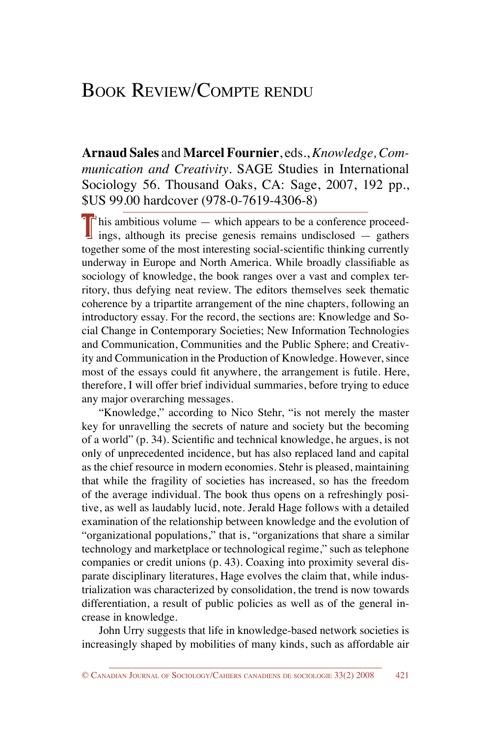# Book Review/Compte rendu

**Arnaud Sales** and **Marcel Fournier**, eds., *Knowledge, Communication and Creativity*. SAGE Studies in International Sociology 56. Thousand Oaks, CA: Sage, 2007, 192 pp., $US 99.00 hardcover (978-0-7619-4306-8)

This ambitious volume — which appears to be a conference proceedings, although its precise genesis remains undisclosed — gathers together some of the most interesting social-scientific thinking currently underway in Europe and North America. While broadly classifiable as sociology of knowledge, the book ranges over a vast and complex territory, thus defying neat review. The editors themselves seek thematic coherence by a tripartite arrangement of the nine chapters, following an introductory essay. For the record, the sections are: Knowledge and Social Change in Contemporary Societies; New Information Technologies and Communication, Communities and the Public Sphere; and Creativity and Communication in the Production of Knowledge. However, since most of the essays could fit anywhere, the arrangement is futile. Here, therefore, I will offer brief individual summaries, before trying to educe any major overarching messages.

"Knowledge," according to Nico Stehr, "is not merely the master key for unravelling the secrets of nature and society but the becoming of a world" (p. 34). Scientific and technical knowledge, he argues, is not only of unprecedented incidence, but has also replaced land and capital as the chief resource in modern economies. Stehr is pleased, maintaining that while the fragility of societies has increased, so has the freedom of the average individual. The book thus opens on a refreshingly positive, as well as laudably lucid, note. Jerald Hage follows with a detailed examination of the relationship between knowledge and the evolution of "organizational populations," that is, "organizations that share a similar technology and marketplace or technological regime," such as telephone companies or credit unions (p. 43). Coaxing into proximity several disparate disciplinary literatures, Hage evolves the claim that, while industrialization was characterized by consolidation, the trend is now towards differentiation, a result of public policies as well as of the general increase in knowledge.

John Urry suggests that life in knowledge-based network societies is increasingly shaped by mobilities of many kinds, such as affordable air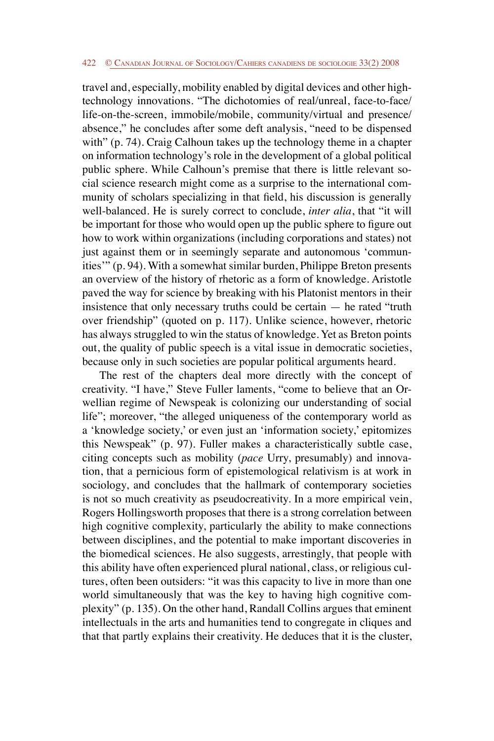travel and, especially, mobility enabled by digital devices and other high-technology innovations. "The dichotomies of real/unreal, face-to-face/life-on-the-screen, immobile/mobile, community/virtual and presence/absence," he concludes after some deft analysis, "need to be dispensed with" (p. 74). Craig Calhoun takes up the technology theme in a chapter on information technology's role in the development of a global political public sphere. While Calhoun's premise that there is little relevant social science research might come as a surprise to the international community of scholars specializing in that field, his discussion is generally well-balanced. He is surely correct to conclude, *inter alia*, that "it will be important for those who would open up the public sphere to figure out how to work within organizations (including corporations and states) not just against them or in seemingly separate and autonomous 'communities'" (p. 94). With a somewhat similar burden, Philippe Breton presents an overview of the history of rhetoric as a form of knowledge. Aristotle paved the way for science by breaking with his Platonist mentors in their insistence that only necessary truths could be certain — he rated "truth over friendship" (quoted on p. 117). Unlike science, however, rhetoric has always struggled to win the status of knowledge. Yet as Breton points out, the quality of public speech is a vital issue in democratic societies, because only in such societies are popular political arguments heard.

The rest of the chapters deal more directly with the concept of creativity. "I have," Steve Fuller laments, "come to believe that an Orwellian regime of Newspeak is colonizing our understanding of social life"; moreover, "the alleged uniqueness of the contemporary world as a 'knowledge society,' or even just an 'information society,' epitomizes this Newspeak" (p. 97). Fuller makes a characteristically subtle case, citing concepts such as mobility (*pace* Urry, presumably) and innovation, that a pernicious form of epistemological relativism is at work in sociology, and concludes that the hallmark of contemporary societies is not so much creativity as pseudocreativity. In a more empirical vein, Rogers Hollingsworth proposes that there is a strong correlation between high cognitive complexity, particularly the ability to make connections between disciplines, and the potential to make important discoveries in the biomedical sciences. He also suggests, arrestingly, that people with this ability have often experienced plural national, class, or religious cultures, often been outsiders: "it was this capacity to live in more than one world simultaneously that was the key to having high cognitive complexity" (p. 135). On the other hand, Randall Collins argues that eminent intellectuals in the arts and humanities tend to congregate in cliques and that that partly explains their creativity. He deduces that it is the cluster,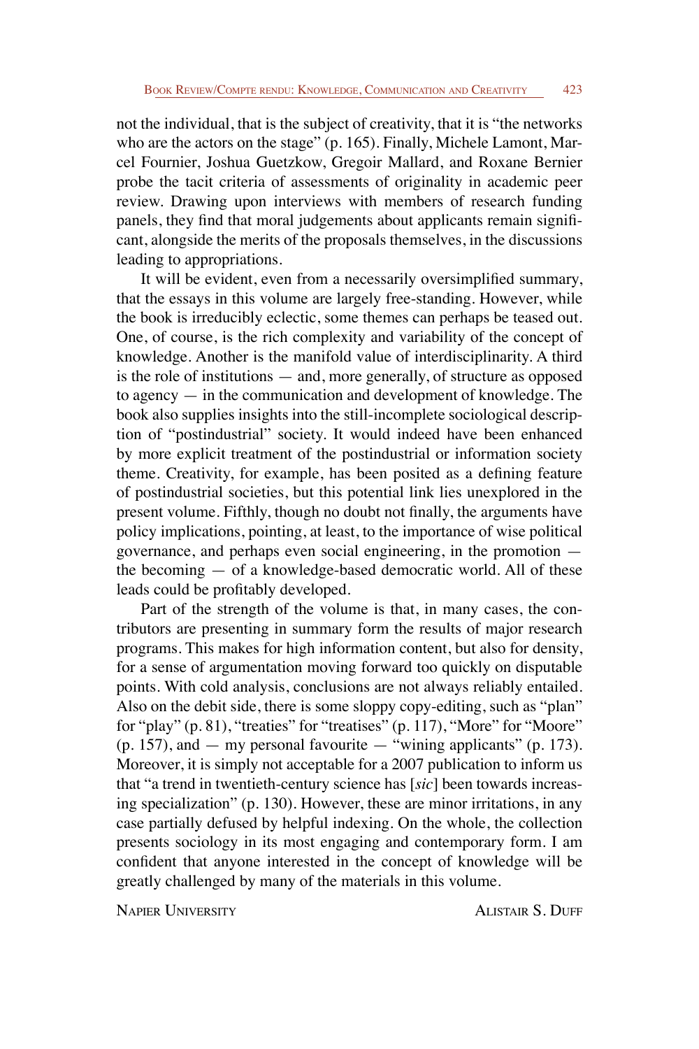not the individual, that is the subject of creativity, that it is "the networks who are the actors on the stage" (p. 165). Finally, Michele Lamont, Marcel Fournier, Joshua Guetzkow, Gregoir Mallard, and Roxane Bernier probe the tacit criteria of assessments of originality in academic peer review. Drawing upon interviews with members of research funding panels, they find that moral judgements about applicants remain significant, alongside the merits of the proposals themselves, in the discussions leading to appropriations.

It will be evident, even from a necessarily oversimplified summary, that the essays in this volume are largely free-standing. However, while the book is irreducibly eclectic, some themes can perhaps be teased out. One, of course, is the rich complexity and variability of the concept of knowledge. Another is the manifold value of interdisciplinarity. A third is the role of institutions — and, more generally, of structure as opposed to agency — in the communication and development of knowledge. The book also supplies insights into the still-incomplete sociological description of "postindustrial" society. It would indeed have been enhanced by more explicit treatment of the postindustrial or information society theme. Creativity, for example, has been posited as a defining feature of postindustrial societies, but this potential link lies unexplored in the present volume. Fifthly, though no doubt not finally, the arguments have policy implications, pointing, at least, to the importance of wise political governance, and perhaps even social engineering, in the promotion — the becoming — of a knowledge-based democratic world. All of these leads could be profitably developed.

Part of the strength of the volume is that, in many cases, the contributors are presenting in summary form the results of major research programs. This makes for high information content, but also for density, for a sense of argumentation moving forward too quickly on disputable points. With cold analysis, conclusions are not always reliably entailed. Also on the debit side, there is some sloppy copy-editing, such as "plan" for "play" (p. 81), "treaties" for "treatises" (p. 117), "More" for "Moore" (p. 157), and — my personal favourite — "wining applicants" (p. 173). Moreover, it is simply not acceptable for a 2007 publication to inform us that "a trend in twentieth-century science has [*sic*] been towards increasing specialization" (p. 130). However, these are minor irritations, in any case partially defused by helpful indexing. On the whole, the collection presents sociology in its most engaging and contemporary form. I am confident that anyone interested in the concept of knowledge will be greatly challenged by many of the materials in this volume.

Napier University — Alistair S. Duff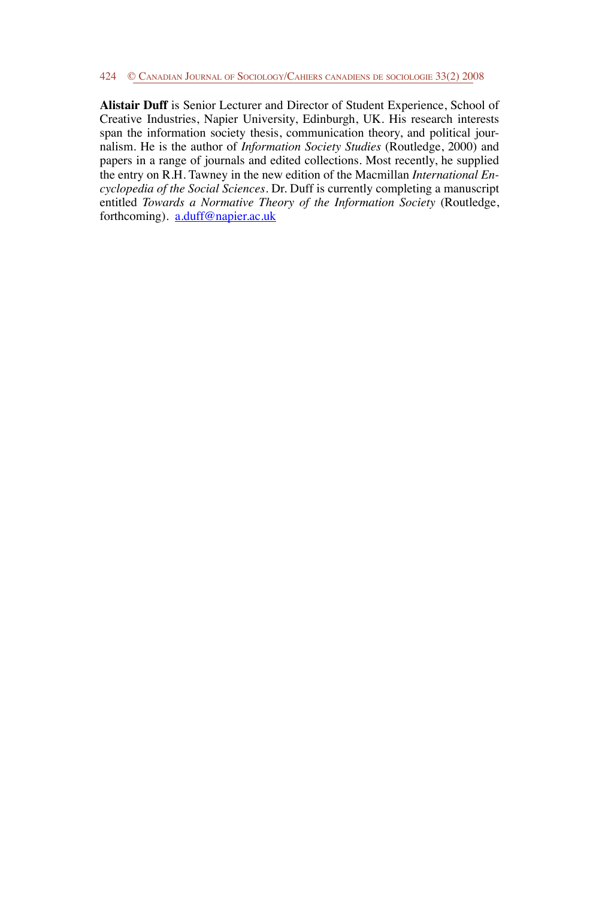**Alistair Duff** is Senior Lecturer and Director of Student Experience, School of Creative Industries, Napier University, Edinburgh, UK. His research interests span the information society thesis, communication theory, and political journalism. He is the author of *Information Society Studies* (Routledge, 2000) and papers in a range of journals and edited collections. Most recently, he supplied the entry on R.H. Tawney in the new edition of the Macmillan *International Encyclopedia of the Social Sciences*. Dr. Duff is currently completing a manuscript entitled *Towards a Normative Theory of the Information Society* (Routledge, forthcoming). a.duff@napier.ac.uk